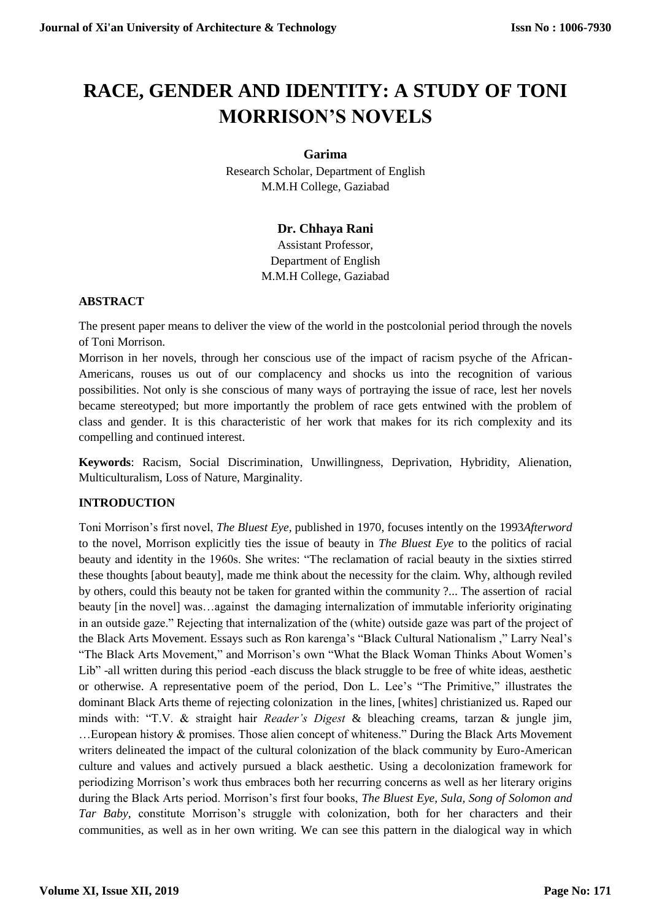# RACE, GENDER AND IDENTITY: A STUDY OF TONI MORRISON'S NOVELS

**Garima**

Research Scholar, Department of English
M.M.H College, Gaziabad

**Dr. Chhaya Rani**

Assistant Professor,
Department of English
M.M.H College, Gaziabad

## ABSTRACT

The present paper means to deliver the view of the world in the postcolonial period through the novels of Toni Morrison.

Morrison in her novels, through her conscious use of the impact of racism psyche of the African-Americans, rouses us out of our complacency and shocks us into the recognition of various possibilities. Not only is she conscious of many ways of portraying the issue of race, lest her novels became stereotyped; but more importantly the problem of race gets entwined with the problem of class and gender. It is this characteristic of her work that makes for its rich complexity and its compelling and continued interest.

**Keywords**: Racism, Social Discrimination, Unwillingness, Deprivation, Hybridity, Alienation, Multiculturalism, Loss of Nature, Marginality.

## INTRODUCTION

Toni Morrison's first novel, *The Bluest Eye,* published in 1970, focuses intently on the 1993*Afterword* to the novel, Morrison explicitly ties the issue of beauty in *The Bluest Eye* to the politics of racial beauty and identity in the 1960s. She writes: "The reclamation of racial beauty in the sixties stirred these thoughts [about beauty], made me think about the necessity for the claim. Why, although reviled by others, could this beauty not be taken for granted within the community ?... The assertion of racial beauty [in the novel] was…against the damaging internalization of immutable inferiority originating in an outside gaze." Rejecting that internalization of the (white) outside gaze was part of the project of the Black Arts Movement. Essays such as Ron karenga's "Black Cultural Nationalism ," Larry Neal's "The Black Arts Movement," and Morrison's own "What the Black Woman Thinks About Women's Lib" -all written during this period -each discuss the black struggle to be free of white ideas, aesthetic or otherwise. A representative poem of the period, Don L. Lee's "The Primitive," illustrates the dominant Black Arts theme of rejecting colonization in the lines, [whites] christianized us. Raped our minds with: "T.V. & straight hair *Reader's Digest* & bleaching creams, tarzan & jungle jim, …European history & promises. Those alien concept of whiteness." During the Black Arts Movement writers delineated the impact of the cultural colonization of the black community by Euro-American culture and values and actively pursued a black aesthetic. Using a decolonization framework for periodizing Morrison's work thus embraces both her recurring concerns as well as her literary origins during the Black Arts period. Morrison's first four books, *The Bluest Eye, Sula, Song of Solomon and Tar Baby*, constitute Morrison's struggle with colonization, both for her characters and their communities, as well as in her own writing. We can see this pattern in the dialogical way in which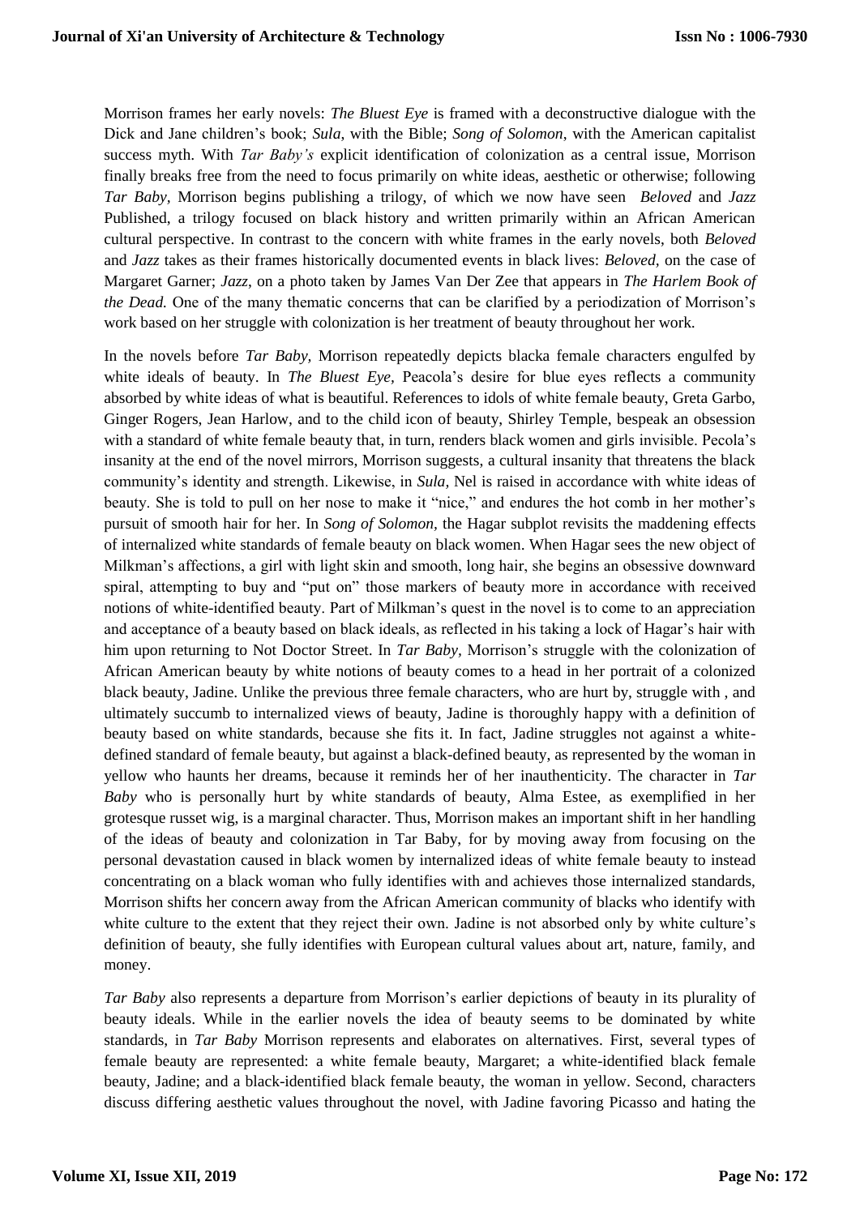Morrison frames her early novels: *The Bluest Eye* is framed with a deconstructive dialogue with the Dick and Jane children's book; *Sula*, with the Bible; *Song of Solomon*, with the American capitalist success myth. With *Tar Baby's* explicit identification of colonization as a central issue, Morrison finally breaks free from the need to focus primarily on white ideas, aesthetic or otherwise; following *Tar Baby*, Morrison begins publishing a trilogy, of which we now have seen *Beloved* and *Jazz* Published, a trilogy focused on black history and written primarily within an African American cultural perspective. In contrast to the concern with white frames in the early novels, both *Beloved* and *Jazz* takes as their frames historically documented events in black lives: *Beloved*, on the case of Margaret Garner; *Jazz*, on a photo taken by James Van Der Zee that appears in *The Harlem Book of the Dead.* One of the many thematic concerns that can be clarified by a periodization of Morrison's work based on her struggle with colonization is her treatment of beauty throughout her work.

In the novels before *Tar Baby,* Morrison repeatedly depicts blacka female characters engulfed by white ideals of beauty. In *The Bluest Eye*, Peacola's desire for blue eyes reflects a community absorbed by white ideas of what is beautiful. References to idols of white female beauty, Greta Garbo, Ginger Rogers, Jean Harlow, and to the child icon of beauty, Shirley Temple, bespeak an obsession with a standard of white female beauty that, in turn, renders black women and girls invisible. Pecola's insanity at the end of the novel mirrors, Morrison suggests, a cultural insanity that threatens the black community's identity and strength. Likewise, in *Sula,* Nel is raised in accordance with white ideas of beauty. She is told to pull on her nose to make it "nice," and endures the hot comb in her mother's pursuit of smooth hair for her. In *Song of Solomon,* the Hagar subplot revisits the maddening effects of internalized white standards of female beauty on black women. When Hagar sees the new object of Milkman's affections, a girl with light skin and smooth, long hair, she begins an obsessive downward spiral, attempting to buy and "put on" those markers of beauty more in accordance with received notions of white-identified beauty. Part of Milkman's quest in the novel is to come to an appreciation and acceptance of a beauty based on black ideals, as reflected in his taking a lock of Hagar's hair with him upon returning to Not Doctor Street. In *Tar Baby,* Morrison's struggle with the colonization of African American beauty by white notions of beauty comes to a head in her portrait of a colonized black beauty, Jadine. Unlike the previous three female characters, who are hurt by, struggle with , and ultimately succumb to internalized views of beauty, Jadine is thoroughly happy with a definition of beauty based on white standards, because she fits it. In fact, Jadine struggles not against a white-defined standard of female beauty, but against a black-defined beauty, as represented by the woman in yellow who haunts her dreams, because it reminds her of her inauthenticity. The character in *Tar Baby* who is personally hurt by white standards of beauty, Alma Estee, as exemplified in her grotesque russet wig, is a marginal character. Thus, Morrison makes an important shift in her handling of the ideas of beauty and colonization in Tar Baby, for by moving away from focusing on the personal devastation caused in black women by internalized ideas of white female beauty to instead concentrating on a black woman who fully identifies with and achieves those internalized standards, Morrison shifts her concern away from the African American community of blacks who identify with white culture to the extent that they reject their own. Jadine is not absorbed only by white culture's definition of beauty, she fully identifies with European cultural values about art, nature, family, and money.

*Tar Baby* also represents a departure from Morrison's earlier depictions of beauty in its plurality of beauty ideals. While in the earlier novels the idea of beauty seems to be dominated by white standards, in *Tar Baby* Morrison represents and elaborates on alternatives. First, several types of female beauty are represented: a white female beauty, Margaret; a white-identified black female beauty, Jadine; and a black-identified black female beauty, the woman in yellow. Second, characters discuss differing aesthetic values throughout the novel, with Jadine favoring Picasso and hating the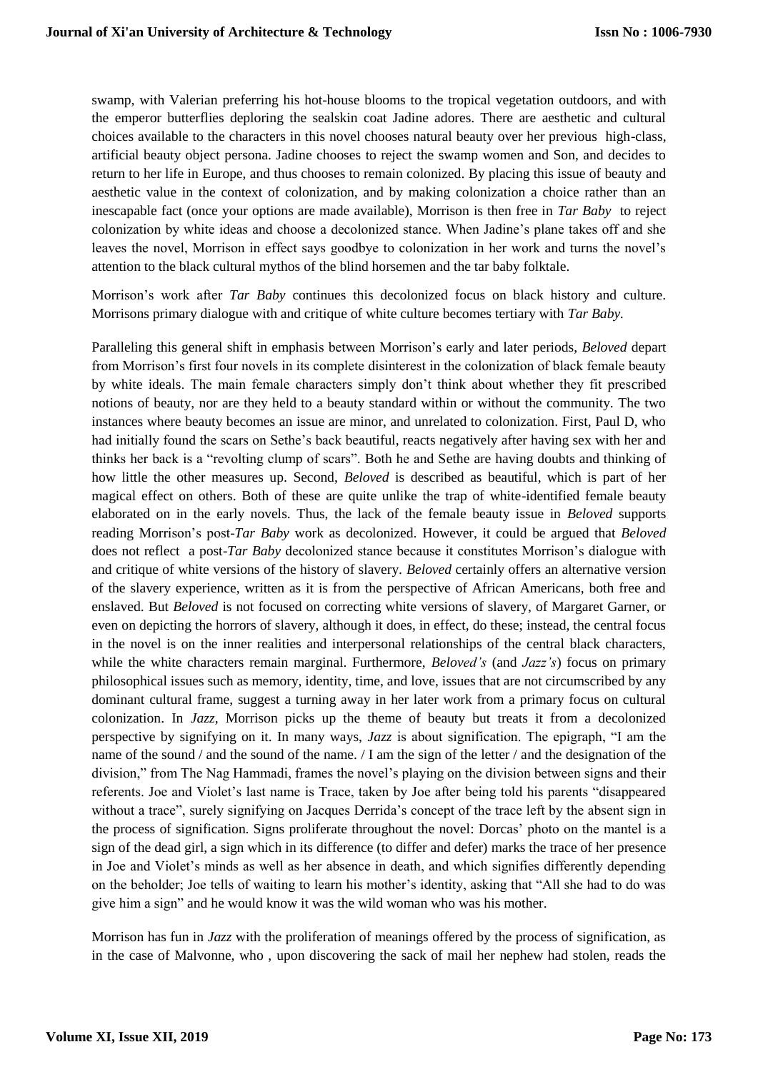swamp, with Valerian preferring his hot-house blooms to the tropical vegetation outdoors, and with the emperor butterflies deploring the sealskin coat Jadine adores. There are aesthetic and cultural choices available to the characters in this novel chooses natural beauty over her previous high-class, artificial beauty object persona. Jadine chooses to reject the swamp women and Son, and decides to return to her life in Europe, and thus chooses to remain colonized. By placing this issue of beauty and aesthetic value in the context of colonization, and by making colonization a choice rather than an inescapable fact (once your options are made available), Morrison is then free in *Tar Baby* to reject colonization by white ideas and choose a decolonized stance. When Jadine's plane takes off and she leaves the novel, Morrison in effect says goodbye to colonization in her work and turns the novel's attention to the black cultural mythos of the blind horsemen and the tar baby folktale.

Morrison's work after *Tar Baby* continues this decolonized focus on black history and culture. Morrisons primary dialogue with and critique of white culture becomes tertiary with *Tar Baby.*

Paralleling this general shift in emphasis between Morrison's early and later periods, *Beloved* depart from Morrison's first four novels in its complete disinterest in the colonization of black female beauty by white ideals. The main female characters simply don't think about whether they fit prescribed notions of beauty, nor are they held to a beauty standard within or without the community. The two instances where beauty becomes an issue are minor, and unrelated to colonization. First, Paul D, who had initially found the scars on Sethe's back beautiful, reacts negatively after having sex with her and thinks her back is a "revolting clump of scars". Both he and Sethe are having doubts and thinking of how little the other measures up. Second, *Beloved* is described as beautiful, which is part of her magical effect on others. Both of these are quite unlike the trap of white-identified female beauty elaborated on in the early novels. Thus, the lack of the female beauty issue in *Beloved* supports reading Morrison's post-*Tar Baby* work as decolonized. However, it could be argued that *Beloved* does not reflect a post-*Tar Baby* decolonized stance because it constitutes Morrison's dialogue with and critique of white versions of the history of slavery. *Beloved* certainly offers an alternative version of the slavery experience, written as it is from the perspective of African Americans, both free and enslaved. But *Beloved* is not focused on correcting white versions of slavery, of Margaret Garner, or even on depicting the horrors of slavery, although it does, in effect, do these; instead, the central focus in the novel is on the inner realities and interpersonal relationships of the central black characters, while the white characters remain marginal. Furthermore, *Beloved's* (and *Jazz's*) focus on primary philosophical issues such as memory, identity, time, and love, issues that are not circumscribed by any dominant cultural frame, suggest a turning away in her later work from a primary focus on cultural colonization. In *Jazz*, Morrison picks up the theme of beauty but treats it from a decolonized perspective by signifying on it. In many ways, *Jazz* is about signification. The epigraph, "I am the name of the sound / and the sound of the name. / I am the sign of the letter / and the designation of the division," from The Nag Hammadi, frames the novel's playing on the division between signs and their referents. Joe and Violet's last name is Trace, taken by Joe after being told his parents "disappeared without a trace", surely signifying on Jacques Derrida's concept of the trace left by the absent sign in the process of signification. Signs proliferate throughout the novel: Dorcas' photo on the mantel is a sign of the dead girl, a sign which in its difference (to differ and defer) marks the trace of her presence in Joe and Violet's minds as well as her absence in death, and which signifies differently depending on the beholder; Joe tells of waiting to learn his mother's identity, asking that "All she had to do was give him a sign" and he would know it was the wild woman who was his mother.

Morrison has fun in *Jazz* with the proliferation of meanings offered by the process of signification, as in the case of Malvonne, who , upon discovering the sack of mail her nephew had stolen, reads the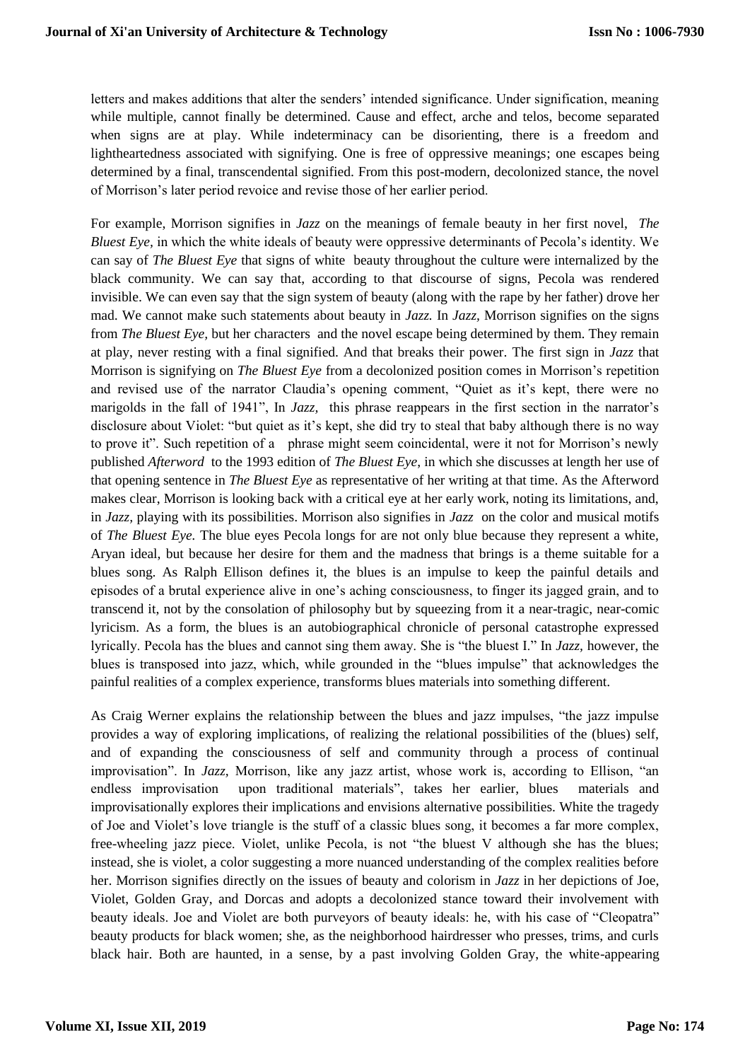letters and makes additions that alter the senders' intended significance. Under signification, meaning while multiple, cannot finally be determined. Cause and effect, arche and telos, become separated when signs are at play. While indeterminacy can be disorienting, there is a freedom and lightheartedness associated with signifying. One is free of oppressive meanings; one escapes being determined by a final, transcendental signified. From this post-modern, decolonized stance, the novel of Morrison's later period revoice and revise those of her earlier period.

For example, Morrison signifies in *Jazz* on the meanings of female beauty in her first novel, *The Bluest Eye,* in which the white ideals of beauty were oppressive determinants of Pecola's identity. We can say of *The Bluest Eye* that signs of white beauty throughout the culture were internalized by the black community. We can say that, according to that discourse of signs, Pecola was rendered invisible. We can even say that the sign system of beauty (along with the rape by her father) drove her mad. We cannot make such statements about beauty in *Jazz.* In *Jazz,* Morrison signifies on the signs from *The Bluest Eye*, but her characters and the novel escape being determined by them. They remain at play, never resting with a final signified. And that breaks their power. The first sign in *Jazz* that Morrison is signifying on *The Bluest Eye* from a decolonized position comes in Morrison's repetition and revised use of the narrator Claudia's opening comment, "Quiet as it's kept, there were no marigolds in the fall of 1941", In *Jazz,* this phrase reappears in the first section in the narrator's disclosure about Violet: "but quiet as it's kept, she did try to steal that baby although there is no way to prove it". Such repetition of a phrase might seem coincidental, were it not for Morrison's newly published *Afterword* to the 1993 edition of *The Bluest Eye*, in which she discusses at length her use of that opening sentence in *The Bluest Eye* as representative of her writing at that time. As the Afterword makes clear, Morrison is looking back with a critical eye at her early work, noting its limitations, and, in *Jazz,* playing with its possibilities. Morrison also signifies in *Jazz* on the color and musical motifs of *The Bluest Eye.* The blue eyes Pecola longs for are not only blue because they represent a white, Aryan ideal, but because her desire for them and the madness that brings is a theme suitable for a blues song. As Ralph Ellison defines it, the blues is an impulse to keep the painful details and episodes of a brutal experience alive in one's aching consciousness, to finger its jagged grain, and to transcend it, not by the consolation of philosophy but by squeezing from it a near-tragic, near-comic lyricism. As a form, the blues is an autobiographical chronicle of personal catastrophe expressed lyrically. Pecola has the blues and cannot sing them away. She is "the bluest I." In *Jazz,* however, the blues is transposed into jazz, which, while grounded in the "blues impulse" that acknowledges the painful realities of a complex experience, transforms blues materials into something different.

As Craig Werner explains the relationship between the blues and jazz impulses, "the jazz impulse provides a way of exploring implications, of realizing the relational possibilities of the (blues) self, and of expanding the consciousness of self and community through a process of continual improvisation". In *Jazz,* Morrison, like any jazz artist, whose work is, according to Ellison, "an endless improvisation upon traditional materials", takes her earlier, blues materials and improvisationally explores their implications and envisions alternative possibilities. White the tragedy of Joe and Violet's love triangle is the stuff of a classic blues song, it becomes a far more complex, free-wheeling jazz piece. Violet, unlike Pecola, is not "the bluest V although she has the blues; instead, she is violet, a color suggesting a more nuanced understanding of the complex realities before her. Morrison signifies directly on the issues of beauty and colorism in *Jazz* in her depictions of Joe, Violet, Golden Gray, and Dorcas and adopts a decolonized stance toward their involvement with beauty ideals. Joe and Violet are both purveyors of beauty ideals: he, with his case of "Cleopatra" beauty products for black women; she, as the neighborhood hairdresser who presses, trims, and curls black hair. Both are haunted, in a sense, by a past involving Golden Gray, the white-appearing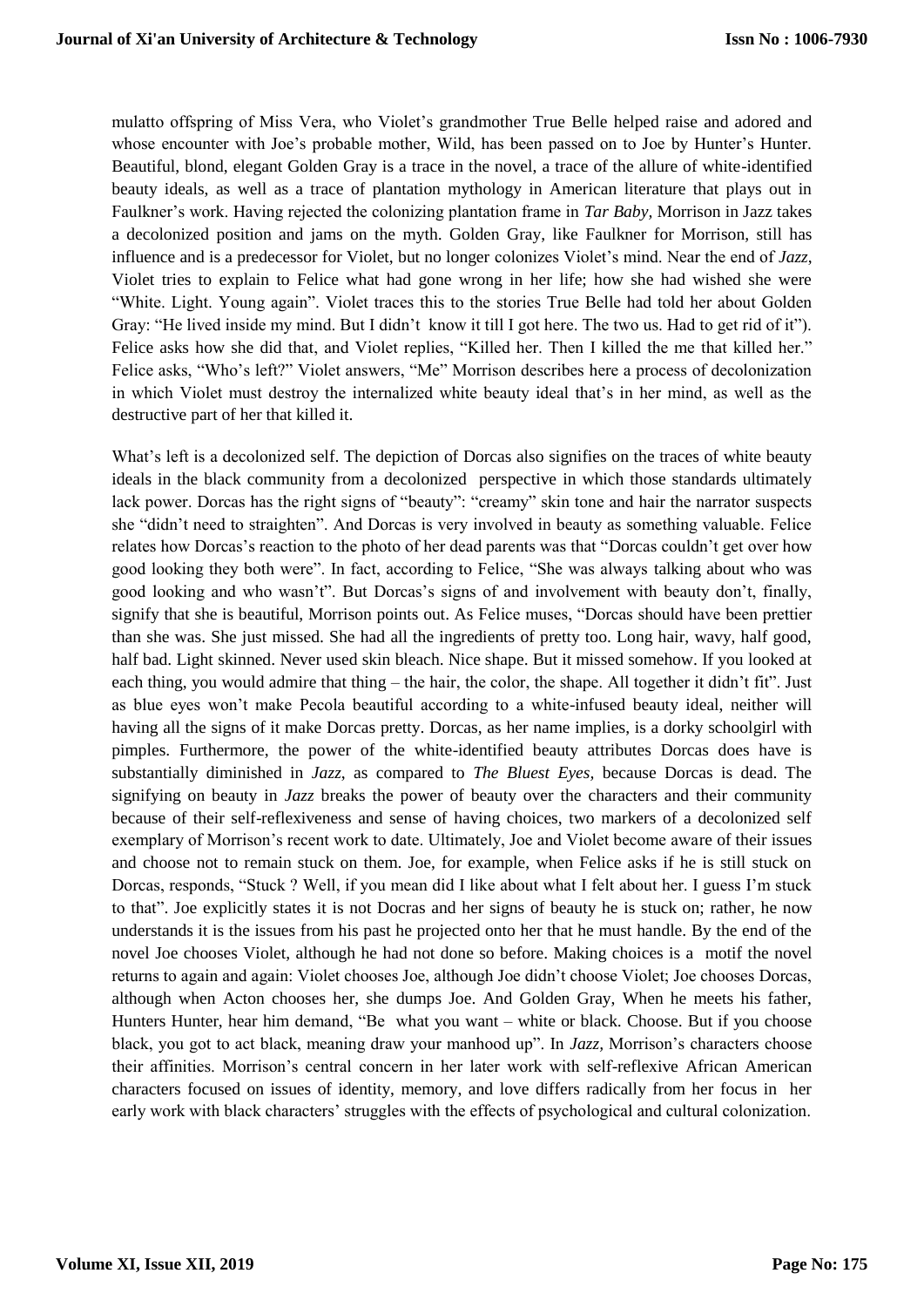mulatto offspring of Miss Vera, who Violet's grandmother True Belle helped raise and adored and whose encounter with Joe's probable mother, Wild, has been passed on to Joe by Hunter's Hunter. Beautiful, blond, elegant Golden Gray is a trace in the novel, a trace of the allure of white-identified beauty ideals, as well as a trace of plantation mythology in American literature that plays out in Faulkner's work. Having rejected the colonizing plantation frame in *Tar Baby,* Morrison in Jazz takes a decolonized position and jams on the myth. Golden Gray, like Faulkner for Morrison, still has influence and is a predecessor for Violet, but no longer colonizes Violet's mind. Near the end of *Jazz*, Violet tries to explain to Felice what had gone wrong in her life; how she had wished she were "White. Light. Young again". Violet traces this to the stories True Belle had told her about Golden Gray: "He lived inside my mind. But I didn't know it till I got here. The two us. Had to get rid of it"). Felice asks how she did that, and Violet replies, "Killed her. Then I killed the me that killed her." Felice asks, "Who's left?" Violet answers, "Me" Morrison describes here a process of decolonization in which Violet must destroy the internalized white beauty ideal that's in her mind, as well as the destructive part of her that killed it.

What's left is a decolonized self. The depiction of Dorcas also signifies on the traces of white beauty ideals in the black community from a decolonized perspective in which those standards ultimately lack power. Dorcas has the right signs of "beauty": "creamy" skin tone and hair the narrator suspects she "didn't need to straighten". And Dorcas is very involved in beauty as something valuable. Felice relates how Dorcas's reaction to the photo of her dead parents was that "Dorcas couldn't get over how good looking they both were". In fact, according to Felice, "She was always talking about who was good looking and who wasn't". But Dorcas's signs of and involvement with beauty don't, finally, signify that she is beautiful, Morrison points out. As Felice muses, "Dorcas should have been prettier than she was. She just missed. She had all the ingredients of pretty too. Long hair, wavy, half good, half bad. Light skinned. Never used skin bleach. Nice shape. But it missed somehow. If you looked at each thing, you would admire that thing – the hair, the color, the shape. All together it didn't fit". Just as blue eyes won't make Pecola beautiful according to a white-infused beauty ideal, neither will having all the signs of it make Dorcas pretty. Dorcas, as her name implies, is a dorky schoolgirl with pimples. Furthermore, the power of the white-identified beauty attributes Dorcas does have is substantially diminished in *Jazz*, as compared to *The Bluest Eyes,* because Dorcas is dead. The signifying on beauty in *Jazz* breaks the power of beauty over the characters and their community because of their self-reflexiveness and sense of having choices, two markers of a decolonized self exemplary of Morrison's recent work to date. Ultimately, Joe and Violet become aware of their issues and choose not to remain stuck on them. Joe, for example, when Felice asks if he is still stuck on Dorcas, responds, "Stuck ? Well, if you mean did I like about what I felt about her. I guess I'm stuck to that". Joe explicitly states it is not Docras and her signs of beauty he is stuck on; rather, he now understands it is the issues from his past he projected onto her that he must handle. By the end of the novel Joe chooses Violet, although he had not done so before. Making choices is a motif the novel returns to again and again: Violet chooses Joe, although Joe didn't choose Violet; Joe chooses Dorcas, although when Acton chooses her, she dumps Joe. And Golden Gray, When he meets his father, Hunters Hunter, hear him demand, "Be what you want – white or black. Choose. But if you choose black, you got to act black, meaning draw your manhood up". In *Jazz,* Morrison's characters choose their affinities. Morrison's central concern in her later work with self-reflexive African American characters focused on issues of identity, memory, and love differs radically from her focus in her early work with black characters' struggles with the effects of psychological and cultural colonization.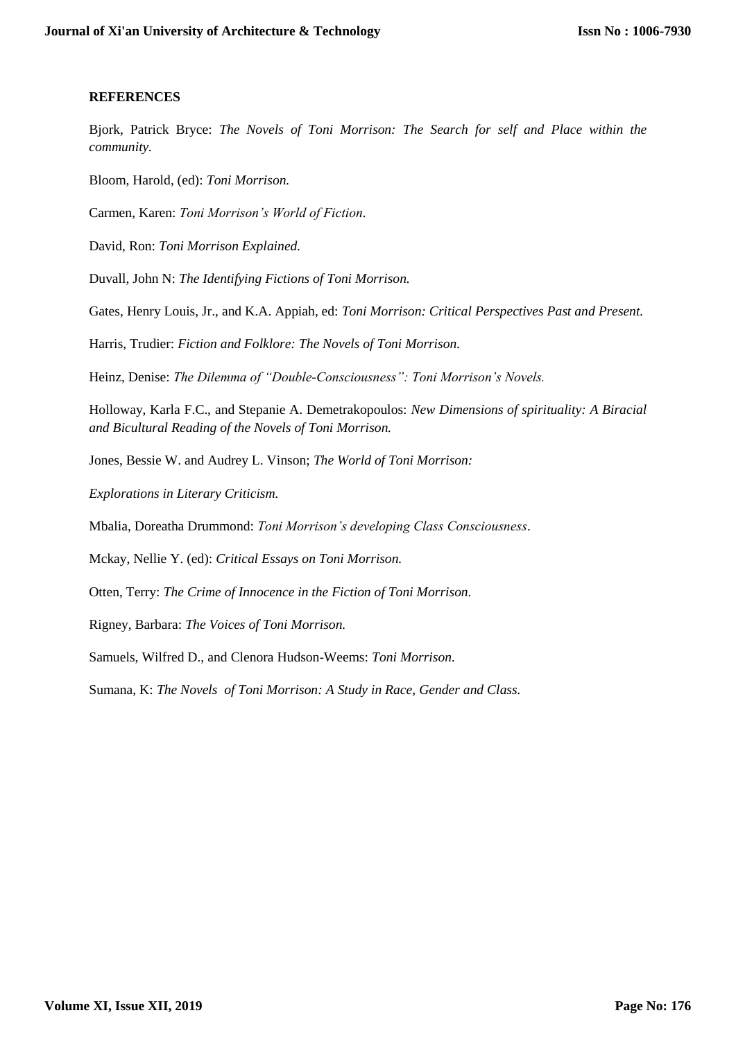**REFERENCES**

Bjork, Patrick Bryce: *The Novels of Toni Morrison: The Search for self and Place within the community.*

Bloom, Harold, (ed): *Toni Morrison.*

Carmen, Karen: *Toni Morrison's World of Fiction*.

David, Ron: *Toni Morrison Explained.*

Duvall, John N: *The Identifying Fictions of Toni Morrison.*

Gates, Henry Louis, Jr., and K.A. Appiah, ed: *Toni Morrison: Critical Perspectives Past and Present.*

Harris, Trudier: *Fiction and Folklore: The Novels of Toni Morrison.*

Heinz, Denise: *The Dilemma of "Double-Consciousness": Toni Morrison's Novels.*

Holloway, Karla F.C., and Stepanie A. Demetrakopoulos: *New Dimensions of spirituality: A Biracial and Bicultural Reading of the Novels of Toni Morrison.*

Jones, Bessie W. and Audrey L. Vinson; *The World of Toni Morrison:*

*Explorations in Literary Criticism.*

Mbalia, Doreatha Drummond: *Toni Morrison's developing Class Consciousness*.

Mckay, Nellie Y. (ed): *Critical Essays on Toni Morrison.*

Otten, Terry: *The Crime of Innocence in the Fiction of Toni Morrison.*

Rigney, Barbara: *The Voices of Toni Morrison.*

Samuels, Wilfred D., and Clenora Hudson-Weems: *Toni Morrison.*

Sumana, K: *The Novels of Toni Morrison: A Study in Race, Gender and Class.*